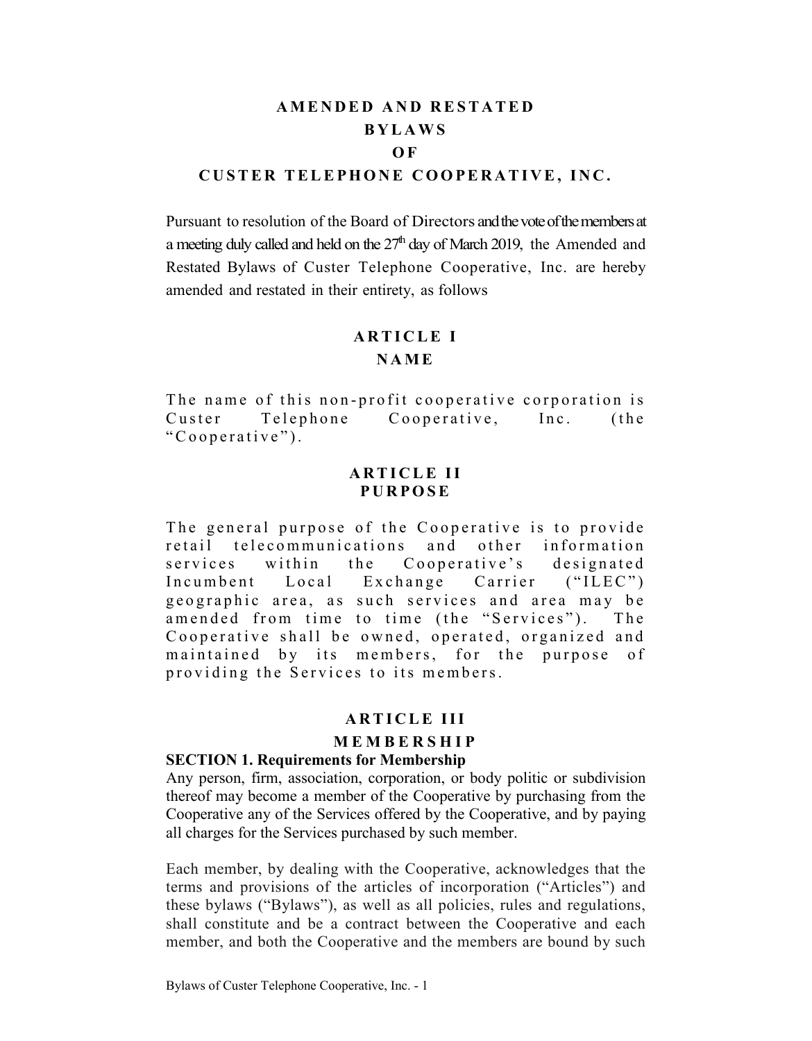# AMENDED AND RESTATED BYLAWS OF CUSTER TELEPHONE COOPERATIVE, INC.

Pursuant to resolution of the Board of Directors and the vote of the members at a meeting duly called and held on the 27th day of March 2019, the Amended and Restated Bylaws of Custer Telephone Cooperative, Inc. are hereby amended and restated in their entirety, as follows

## ARTICLE I
## NAME

The name of this non-profit cooperative corporation is Custer Telephone Cooperative, Inc. (the "Cooperative").

## ARTICLE II
## PURPOSE

The general purpose of the Cooperative is to provide retail telecommunications and other information services within the Cooperative's designated Incumbent Local Exchange Carrier ("ILEC") geographic area, as such services and area may be amended from time to time (the "Services"). The Cooperative shall be owned, operated, organized and maintained by its members, for the purpose of providing the Services to its members.

## ARTICLE III
## MEMBERSHIP

### SECTION 1. Requirements for Membership

Any person, firm, association, corporation, or body politic or subdivision thereof may become a member of the Cooperative by purchasing from the Cooperative any of the Services offered by the Cooperative, and by paying all charges for the Services purchased by such member.

Each member, by dealing with the Cooperative, acknowledges that the terms and provisions of the articles of incorporation ("Articles") and these bylaws ("Bylaws"), as well as all policies, rules and regulations, shall constitute and be a contract between the Cooperative and each member, and both the Cooperative and the members are bound by such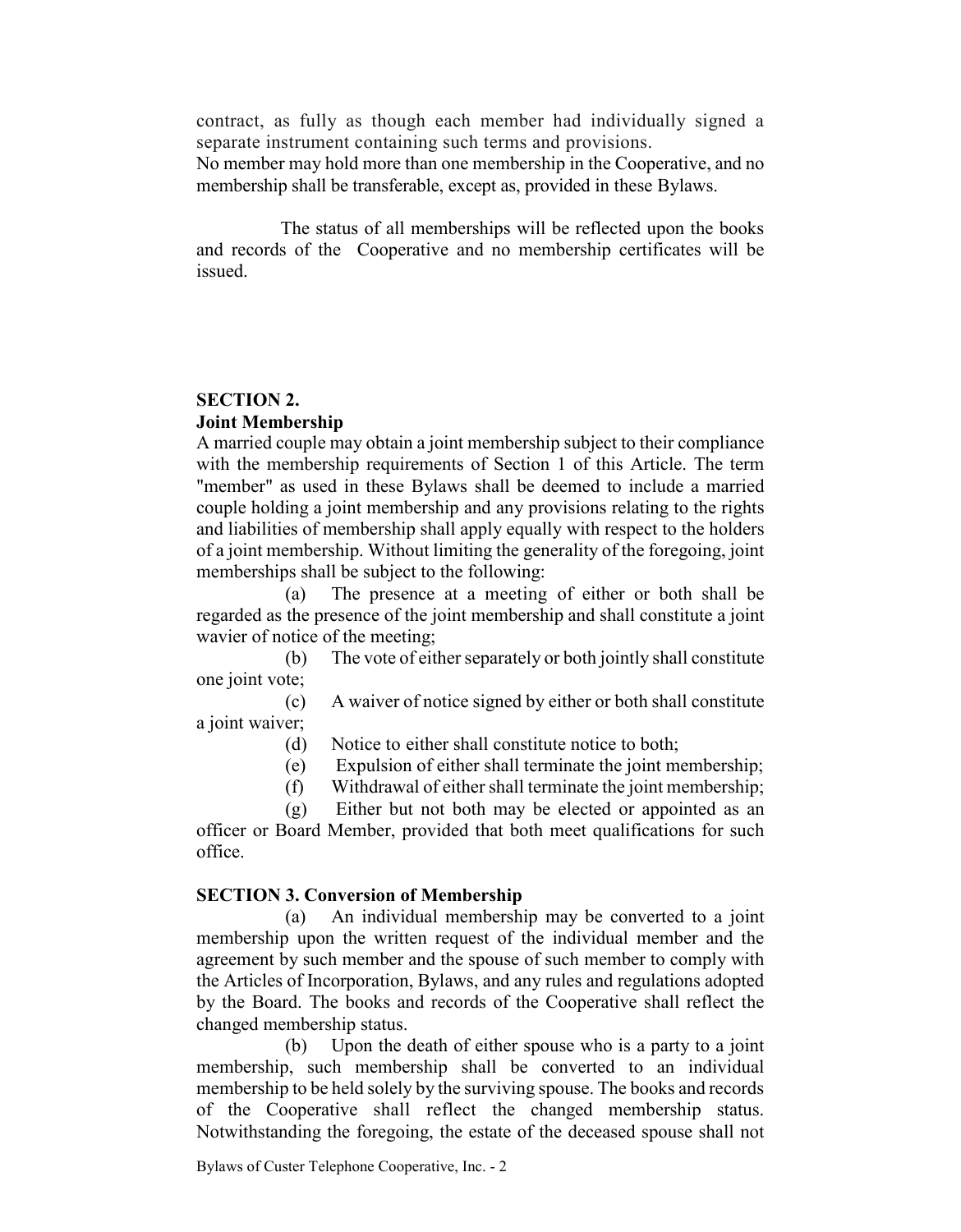contract, as fully as though each member had individually signed a separate instrument containing such terms and provisions.

No member may hold more than one membership in the Cooperative, and no membership shall be transferable, except as, provided in these Bylaws.

The status of all memberships will be reflected upon the books and records of the Cooperative and no membership certificates will be issued.

**SECTION 2.**
**Joint Membership**

A married couple may obtain a joint membership subject to their compliance with the membership requirements of Section 1 of this Article. The term "member" as used in these Bylaws shall be deemed to include a married couple holding a joint membership and any provisions relating to the rights and liabilities of membership shall apply equally with respect to the holders of a joint membership. Without limiting the generality of the foregoing, joint memberships shall be subject to the following:

(a) The presence at a meeting of either or both shall be regarded as the presence of the joint membership and shall constitute a joint wavier of notice of the meeting;

(b) The vote of either separately or both jointly shall constitute one joint vote;

(c) A waiver of notice signed by either or both shall constitute a joint waiver;

(d) Notice to either shall constitute notice to both;

(e) Expulsion of either shall terminate the joint membership;

(f) Withdrawal of either shall terminate the joint membership;

(g) Either but not both may be elected or appointed as an officer or Board Member, provided that both meet qualifications for such office.

**SECTION 3. Conversion of Membership**

(a) An individual membership may be converted to a joint membership upon the written request of the individual member and the agreement by such member and the spouse of such member to comply with the Articles of Incorporation, Bylaws, and any rules and regulations adopted by the Board. The books and records of the Cooperative shall reflect the changed membership status.

(b) Upon the death of either spouse who is a party to a joint membership, such membership shall be converted to an individual membership to be held solely by the surviving spouse. The books and records of the Cooperative shall reflect the changed membership status. Notwithstanding the foregoing, the estate of the deceased spouse shall not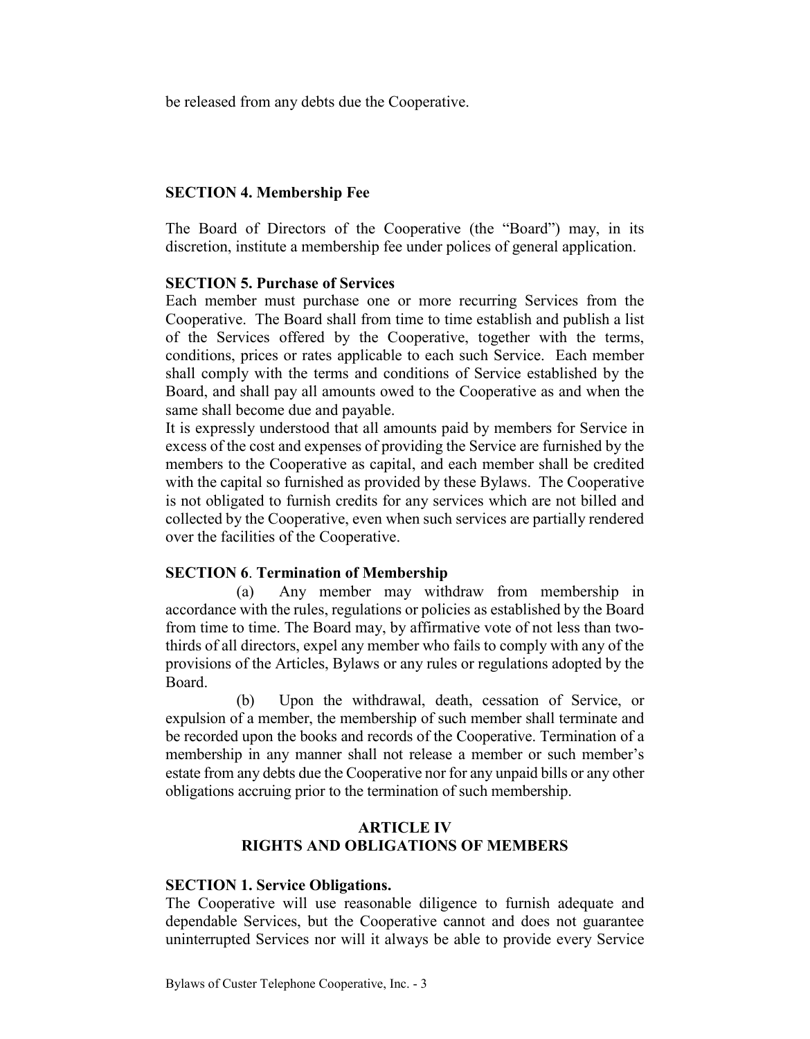be released from any debts due the Cooperative.

**SECTION 4. Membership Fee**

The Board of Directors of the Cooperative (the "Board") may, in its discretion, institute a membership fee under polices of general application.

**SECTION 5. Purchase of Services**

Each member must purchase one or more recurring Services from the Cooperative. The Board shall from time to time establish and publish a list of the Services offered by the Cooperative, together with the terms, conditions, prices or rates applicable to each such Service. Each member shall comply with the terms and conditions of Service established by the Board, and shall pay all amounts owed to the Cooperative as and when the same shall become due and payable.

It is expressly understood that all amounts paid by members for Service in excess of the cost and expenses of providing the Service are furnished by the members to the Cooperative as capital, and each member shall be credited with the capital so furnished as provided by these Bylaws. The Cooperative is not obligated to furnish credits for any services which are not billed and collected by the Cooperative, even when such services are partially rendered over the facilities of the Cooperative.

**SECTION 6. Termination of Membership**

(a) Any member may withdraw from membership in accordance with the rules, regulations or policies as established by the Board from time to time. The Board may, by affirmative vote of not less than two-thirds of all directors, expel any member who fails to comply with any of the provisions of the Articles, Bylaws or any rules or regulations adopted by the Board.

(b) Upon the withdrawal, death, cessation of Service, or expulsion of a member, the membership of such member shall terminate and be recorded upon the books and records of the Cooperative. Termination of a membership in any manner shall not release a member or such member's estate from any debts due the Cooperative nor for any unpaid bills or any other obligations accruing prior to the termination of such membership.

## ARTICLE IV
## RIGHTS AND OBLIGATIONS OF MEMBERS

**SECTION 1. Service Obligations.**

The Cooperative will use reasonable diligence to furnish adequate and dependable Services, but the Cooperative cannot and does not guarantee uninterrupted Services nor will it always be able to provide every Service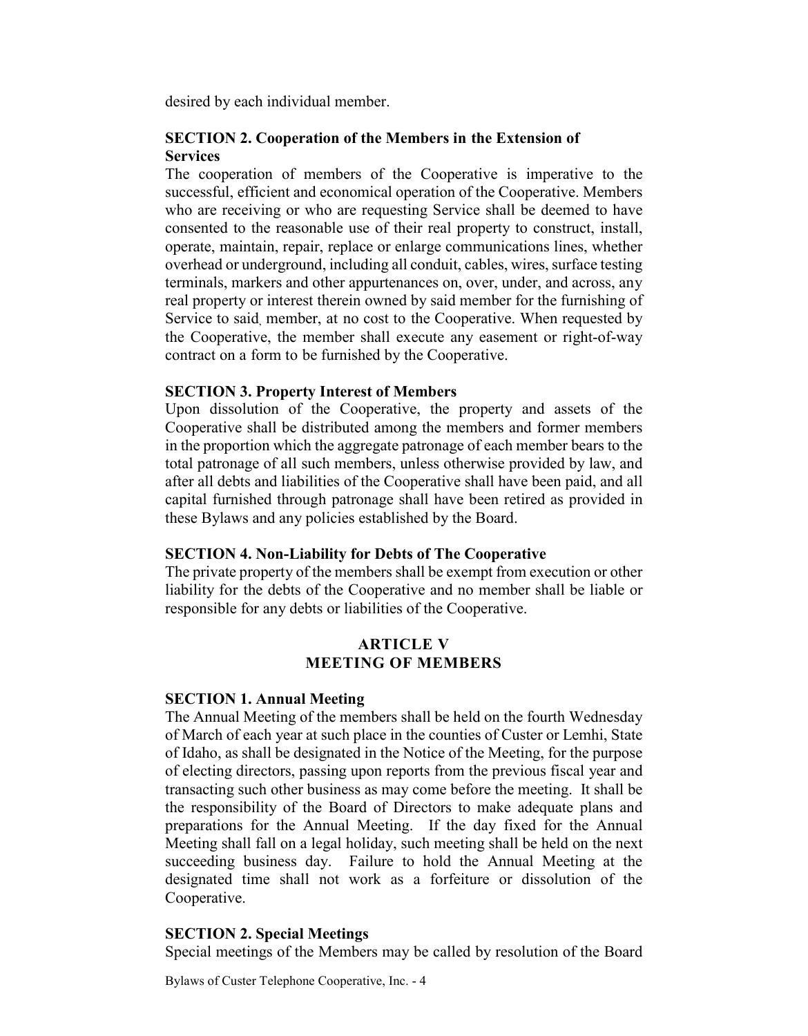desired by each individual member.

**SECTION 2. Cooperation of the Members in the Extension of Services**

The cooperation of members of the Cooperative is imperative to the successful, efficient and economical operation of the Cooperative. Members who are receiving or who are requesting Service shall be deemed to have consented to the reasonable use of their real property to construct, install, operate, maintain, repair, replace or enlarge communications lines, whether overhead or underground, including all conduit, cables, wires, surface testing terminals, markers and other appurtenances on, over, under, and across, any real property or interest therein owned by said member for the furnishing of Service to said member, at no cost to the Cooperative. When requested by the Cooperative, the member shall execute any easement or right-of-way contract on a form to be furnished by the Cooperative.

**SECTION 3. Property Interest of Members**

Upon dissolution of the Cooperative, the property and assets of the Cooperative shall be distributed among the members and former members in the proportion which the aggregate patronage of each member bears to the total patronage of all such members, unless otherwise provided by law, and after all debts and liabilities of the Cooperative shall have been paid, and all capital furnished through patronage shall have been retired as provided in these Bylaws and any policies established by the Board.

**SECTION 4. Non-Liability for Debts of The Cooperative**

The private property of the members shall be exempt from execution or other liability for the debts of the Cooperative and no member shall be liable or responsible for any debts or liabilities of the Cooperative.

## ARTICLE V
## MEETING OF MEMBERS

**SECTION 1. Annual Meeting**

The Annual Meeting of the members shall be held on the fourth Wednesday of March of each year at such place in the counties of Custer or Lemhi, State of Idaho, as shall be designated in the Notice of the Meeting, for the purpose of electing directors, passing upon reports from the previous fiscal year and transacting such other business as may come before the meeting. It shall be the responsibility of the Board of Directors to make adequate plans and preparations for the Annual Meeting. If the day fixed for the Annual Meeting shall fall on a legal holiday, such meeting shall be held on the next succeeding business day. Failure to hold the Annual Meeting at the designated time shall not work as a forfeiture or dissolution of the Cooperative.

**SECTION 2. Special Meetings**

Special meetings of the Members may be called by resolution of the Board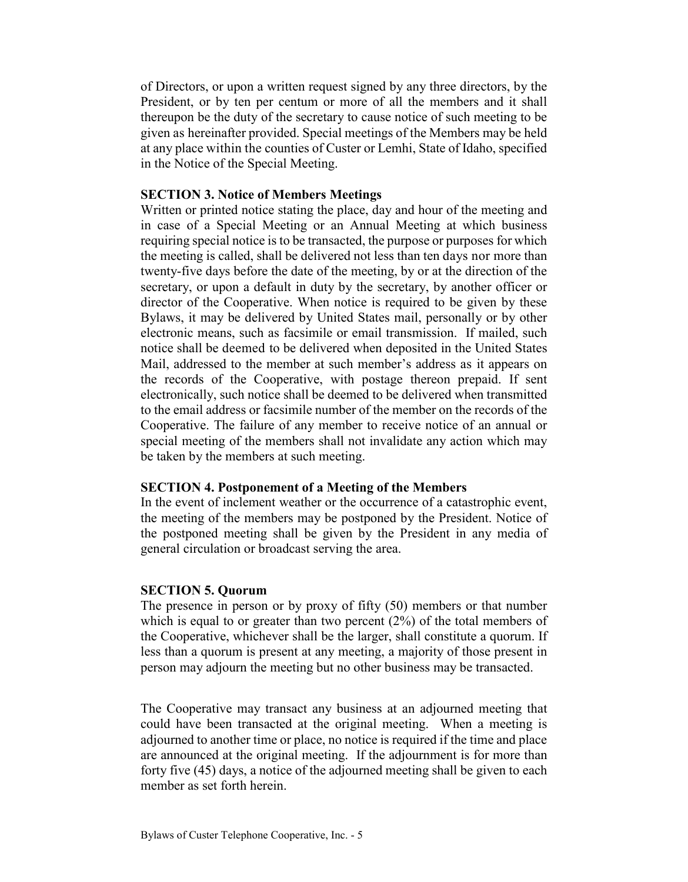of Directors, or upon a written request signed by any three directors, by the President, or by ten per centum or more of all the members and it shall thereupon be the duty of the secretary to cause notice of such meeting to be given as hereinafter provided. Special meetings of the Members may be held at any place within the counties of Custer or Lemhi, State of Idaho, specified in the Notice of the Special Meeting.

**SECTION 3. Notice of Members Meetings**

Written or printed notice stating the place, day and hour of the meeting and in case of a Special Meeting or an Annual Meeting at which business requiring special notice is to be transacted, the purpose or purposes for which the meeting is called, shall be delivered not less than ten days nor more than twenty-five days before the date of the meeting, by or at the direction of the secretary, or upon a default in duty by the secretary, by another officer or director of the Cooperative. When notice is required to be given by these Bylaws, it may be delivered by United States mail, personally or by other electronic means, such as facsimile or email transmission. If mailed, such notice shall be deemed to be delivered when deposited in the United States Mail, addressed to the member at such member's address as it appears on the records of the Cooperative, with postage thereon prepaid. If sent electronically, such notice shall be deemed to be delivered when transmitted to the email address or facsimile number of the member on the records of the Cooperative. The failure of any member to receive notice of an annual or special meeting of the members shall not invalidate any action which may be taken by the members at such meeting.

**SECTION 4. Postponement of a Meeting of the Members**

In the event of inclement weather or the occurrence of a catastrophic event, the meeting of the members may be postponed by the President. Notice of the postponed meeting shall be given by the President in any media of general circulation or broadcast serving the area.

**SECTION 5. Quorum**

The presence in person or by proxy of fifty (50) members or that number which is equal to or greater than two percent (2%) of the total members of the Cooperative, whichever shall be the larger, shall constitute a quorum. If less than a quorum is present at any meeting, a majority of those present in person may adjourn the meeting but no other business may be transacted.

The Cooperative may transact any business at an adjourned meeting that could have been transacted at the original meeting. When a meeting is adjourned to another time or place, no notice is required if the time and place are announced at the original meeting. If the adjournment is for more than forty five (45) days, a notice of the adjourned meeting shall be given to each member as set forth herein.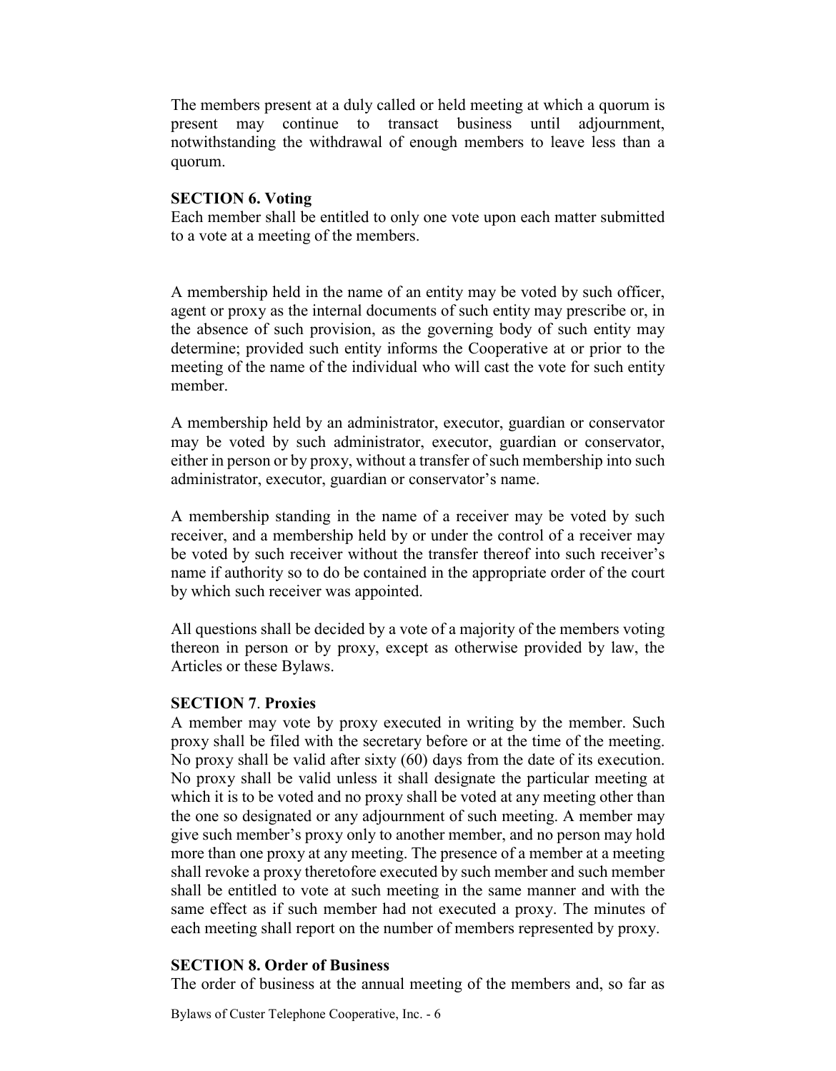The members present at a duly called or held meeting at which a quorum is present may continue to transact business until adjournment, notwithstanding the withdrawal of enough members to leave less than a quorum.

**SECTION 6. Voting**

Each member shall be entitled to only one vote upon each matter submitted to a vote at a meeting of the members.

A membership held in the name of an entity may be voted by such officer, agent or proxy as the internal documents of such entity may prescribe or, in the absence of such provision, as the governing body of such entity may determine; provided such entity informs the Cooperative at or prior to the meeting of the name of the individual who will cast the vote for such entity member.

A membership held by an administrator, executor, guardian or conservator may be voted by such administrator, executor, guardian or conservator, either in person or by proxy, without a transfer of such membership into such administrator, executor, guardian or conservator's name.

A membership standing in the name of a receiver may be voted by such receiver, and a membership held by or under the control of a receiver may be voted by such receiver without the transfer thereof into such receiver's name if authority so to do be contained in the appropriate order of the court by which such receiver was appointed.

All questions shall be decided by a vote of a majority of the members voting thereon in person or by proxy, except as otherwise provided by law, the Articles or these Bylaws.

**SECTION 7. Proxies**

A member may vote by proxy executed in writing by the member. Such proxy shall be filed with the secretary before or at the time of the meeting. No proxy shall be valid after sixty (60) days from the date of its execution. No proxy shall be valid unless it shall designate the particular meeting at which it is to be voted and no proxy shall be voted at any meeting other than the one so designated or any adjournment of such meeting. A member may give such member's proxy only to another member, and no person may hold more than one proxy at any meeting. The presence of a member at a meeting shall revoke a proxy theretofore executed by such member and such member shall be entitled to vote at such meeting in the same manner and with the same effect as if such member had not executed a proxy. The minutes of each meeting shall report on the number of members represented by proxy.

**SECTION 8. Order of Business**

The order of business at the annual meeting of the members and, so far as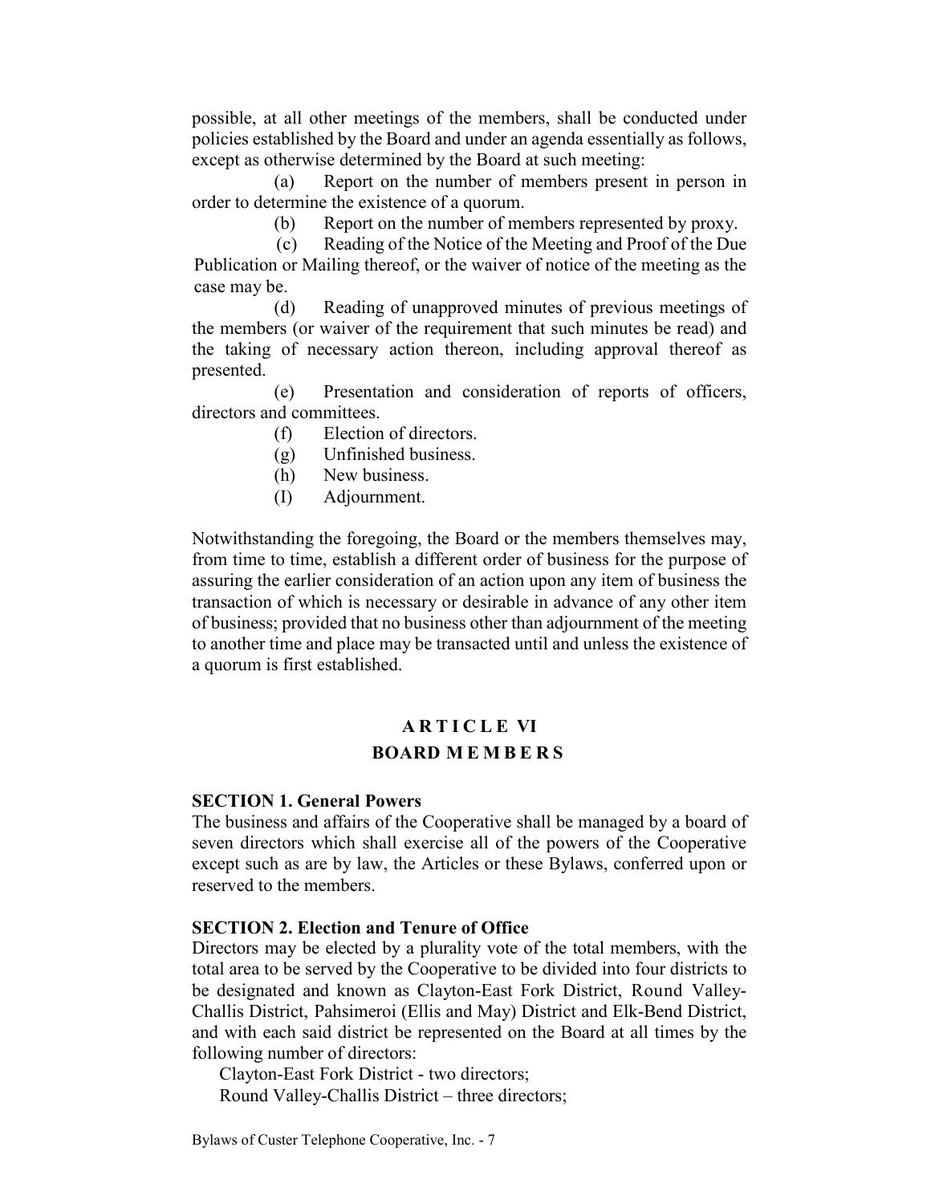possible, at all other meetings of the members, shall be conducted under policies established by the Board and under an agenda essentially as follows, except as otherwise determined by the Board at such meeting:

(a) Report on the number of members present in person in order to determine the existence of a quorum.

(b) Report on the number of members represented by proxy.

(c) Reading of the Notice of the Meeting and Proof of the Due Publication or Mailing thereof, or the waiver of notice of the meeting as the case may be.

(d) Reading of unapproved minutes of previous meetings of the members (or waiver of the requirement that such minutes be read) and the taking of necessary action thereon, including approval thereof as presented.

(e) Presentation and consideration of reports of officers, directors and committees.

(f) Election of directors.

(g) Unfinished business.

(h) New business.

(I) Adjournment.

Notwithstanding the foregoing, the Board or the members themselves may, from time to time, establish a different order of business for the purpose of assuring the earlier consideration of an action upon any item of business the transaction of which is necessary or desirable in advance of any other item of business; provided that no business other than adjournment of the meeting to another time and place may be transacted until and unless the existence of a quorum is first established.

## ARTICLE VI
## BOARD MEMBERS

**SECTION 1. General Powers**
The business and affairs of the Cooperative shall be managed by a board of seven directors which shall exercise all of the powers of the Cooperative except such as are by law, the Articles or these Bylaws, conferred upon or reserved to the members.

**SECTION 2. Election and Tenure of Office**
Directors may be elected by a plurality vote of the total members, with the total area to be served by the Cooperative to be divided into four districts to be designated and known as Clayton-East Fork District, Round Valley-Challis District, Pahsimeroi (Ellis and May) District and Elk-Bend District, and with each said district be represented on the Board at all times by the following number of directors:

Clayton-East Fork District - two directors;
Round Valley-Challis District – three directors;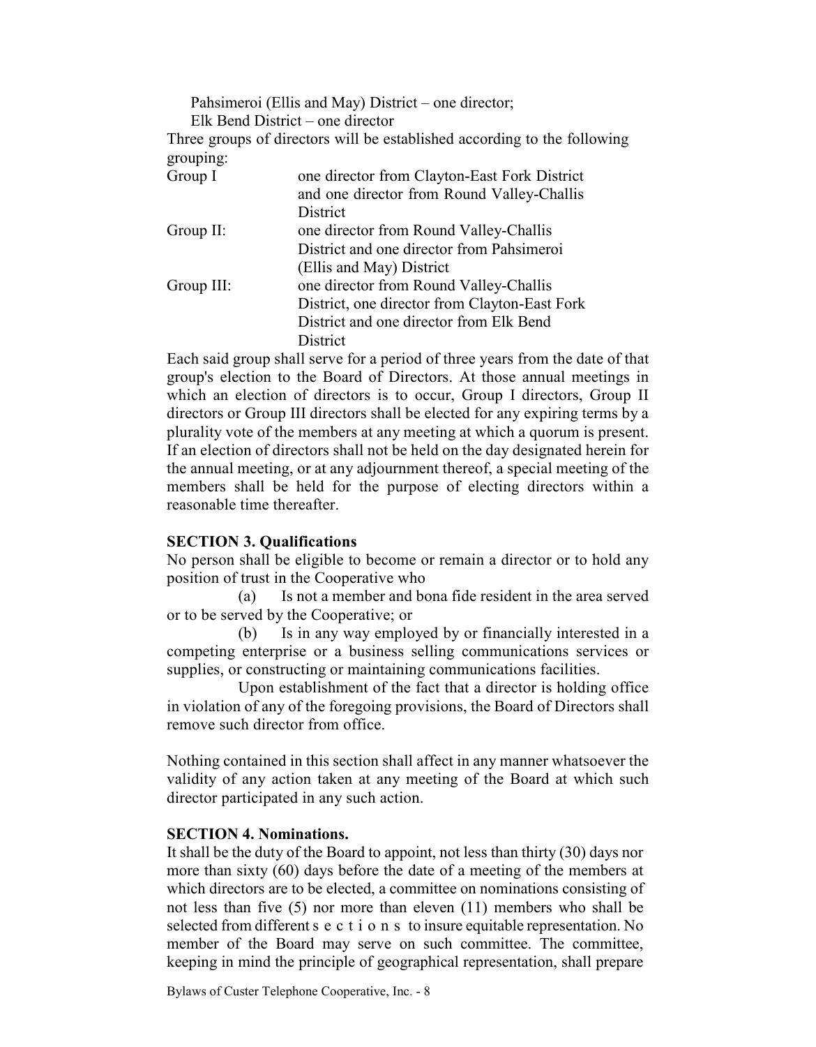Pahsimeroi (Ellis and May) District – one director;
Elk Bend District – one director

Three groups of directors will be established according to the following grouping:

| | |
|---|---|
| Group I | one director from Clayton-East Fork District and one director from Round Valley-Challis District |
| Group II: | one director from Round Valley-Challis District and one director from Pahsimeroi (Ellis and May) District |
| Group III: | one director from Round Valley-Challis District, one director from Clayton-East Fork District and one director from Elk Bend District |

Each said group shall serve for a period of three years from the date of that group's election to the Board of Directors. At those annual meetings in which an election of directors is to occur, Group I directors, Group II directors or Group III directors shall be elected for any expiring terms by a plurality vote of the members at any meeting at which a quorum is present. If an election of directors shall not be held on the day designated herein for the annual meeting, or at any adjournment thereof, a special meeting of the members shall be held for the purpose of electing directors within a reasonable time thereafter.

**SECTION 3. Qualifications**

No person shall be eligible to become or remain a director or to hold any position of trust in the Cooperative who

(a) Is not a member and bona fide resident in the area served or to be served by the Cooperative; or

(b) Is in any way employed by or financially interested in a competing enterprise or a business selling communications services or supplies, or constructing or maintaining communications facilities.

Upon establishment of the fact that a director is holding office in violation of any of the foregoing provisions, the Board of Directors shall remove such director from office.

Nothing contained in this section shall affect in any manner whatsoever the validity of any action taken at any meeting of the Board at which such director participated in any such action.

**SECTION 4. Nominations.**

It shall be the duty of the Board to appoint, not less than thirty (30) days nor more than sixty (60) days before the date of a meeting of the members at which directors are to be elected, a committee on nominations consisting of not less than five (5) nor more than eleven (11) members who shall be selected from different sections to insure equitable representation. No member of the Board may serve on such committee. The committee, keeping in mind the principle of geographical representation, shall prepare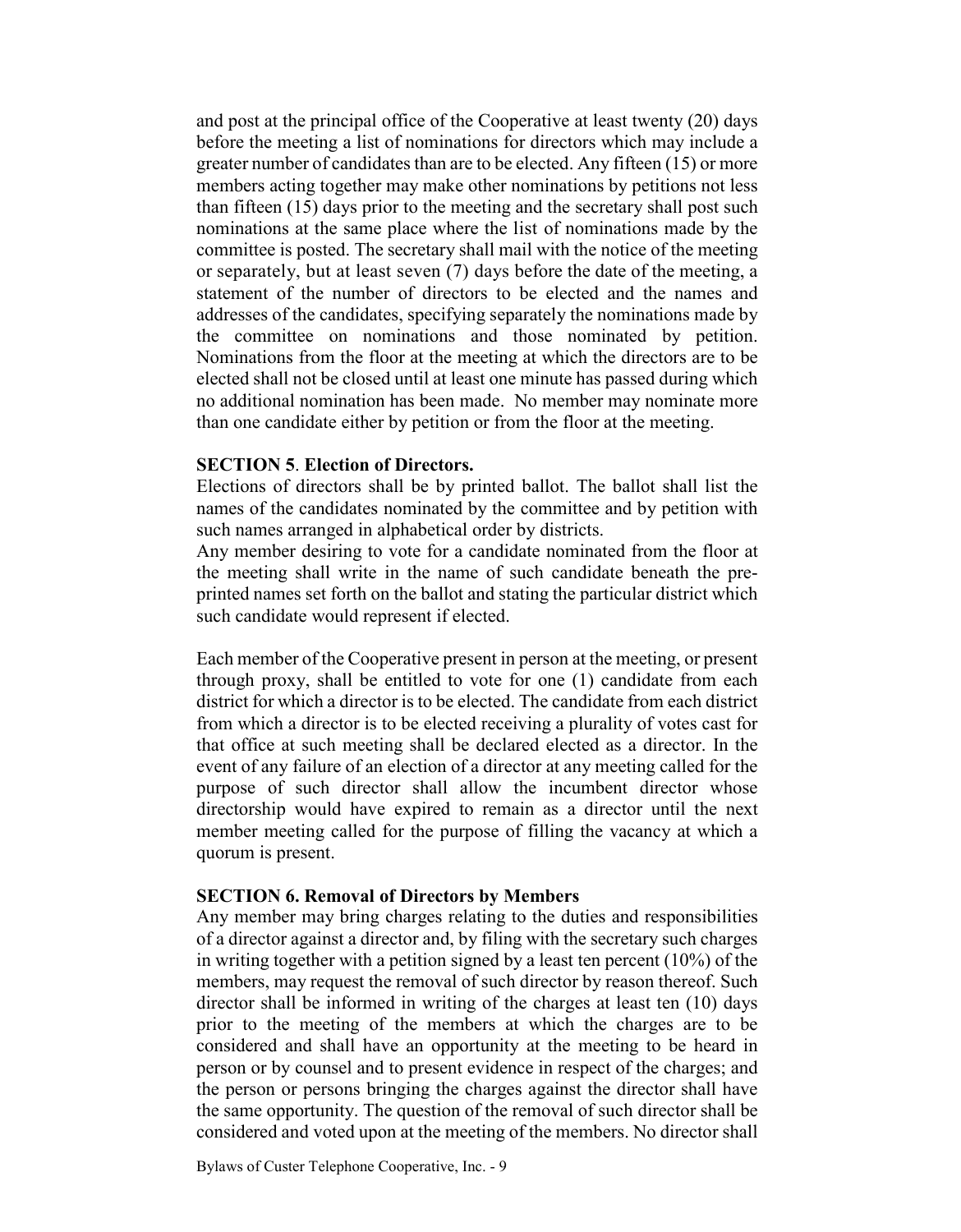and post at the principal office of the Cooperative at least twenty (20) days before the meeting a list of nominations for directors which may include a greater number of candidates than are to be elected. Any fifteen (15) or more members acting together may make other nominations by petitions not less than fifteen (15) days prior to the meeting and the secretary shall post such nominations at the same place where the list of nominations made by the committee is posted. The secretary shall mail with the notice of the meeting or separately, but at least seven (7) days before the date of the meeting, a statement of the number of directors to be elected and the names and addresses of the candidates, specifying separately the nominations made by the committee on nominations and those nominated by petition. Nominations from the floor at the meeting at which the directors are to be elected shall not be closed until at least one minute has passed during which no additional nomination has been made. No member may nominate more than one candidate either by petition or from the floor at the meeting.

**SECTION 5**. **Election of Directors.**

Elections of directors shall be by printed ballot. The ballot shall list the names of the candidates nominated by the committee and by petition with such names arranged in alphabetical order by districts.

Any member desiring to vote for a candidate nominated from the floor at the meeting shall write in the name of such candidate beneath the pre-printed names set forth on the ballot and stating the particular district which such candidate would represent if elected.

Each member of the Cooperative present in person at the meeting, or present through proxy, shall be entitled to vote for one (1) candidate from each district for which a director is to be elected. The candidate from each district from which a director is to be elected receiving a plurality of votes cast for that office at such meeting shall be declared elected as a director. In the event of any failure of an election of a director at any meeting called for the purpose of such director shall allow the incumbent director whose directorship would have expired to remain as a director until the next member meeting called for the purpose of filling the vacancy at which a quorum is present.

**SECTION 6. Removal of Directors by Members**

Any member may bring charges relating to the duties and responsibilities of a director against a director and, by filing with the secretary such charges in writing together with a petition signed by a least ten percent (10%) of the members, may request the removal of such director by reason thereof. Such director shall be informed in writing of the charges at least ten (10) days prior to the meeting of the members at which the charges are to be considered and shall have an opportunity at the meeting to be heard in person or by counsel and to present evidence in respect of the charges; and the person or persons bringing the charges against the director shall have the same opportunity. The question of the removal of such director shall be considered and voted upon at the meeting of the members. No director shall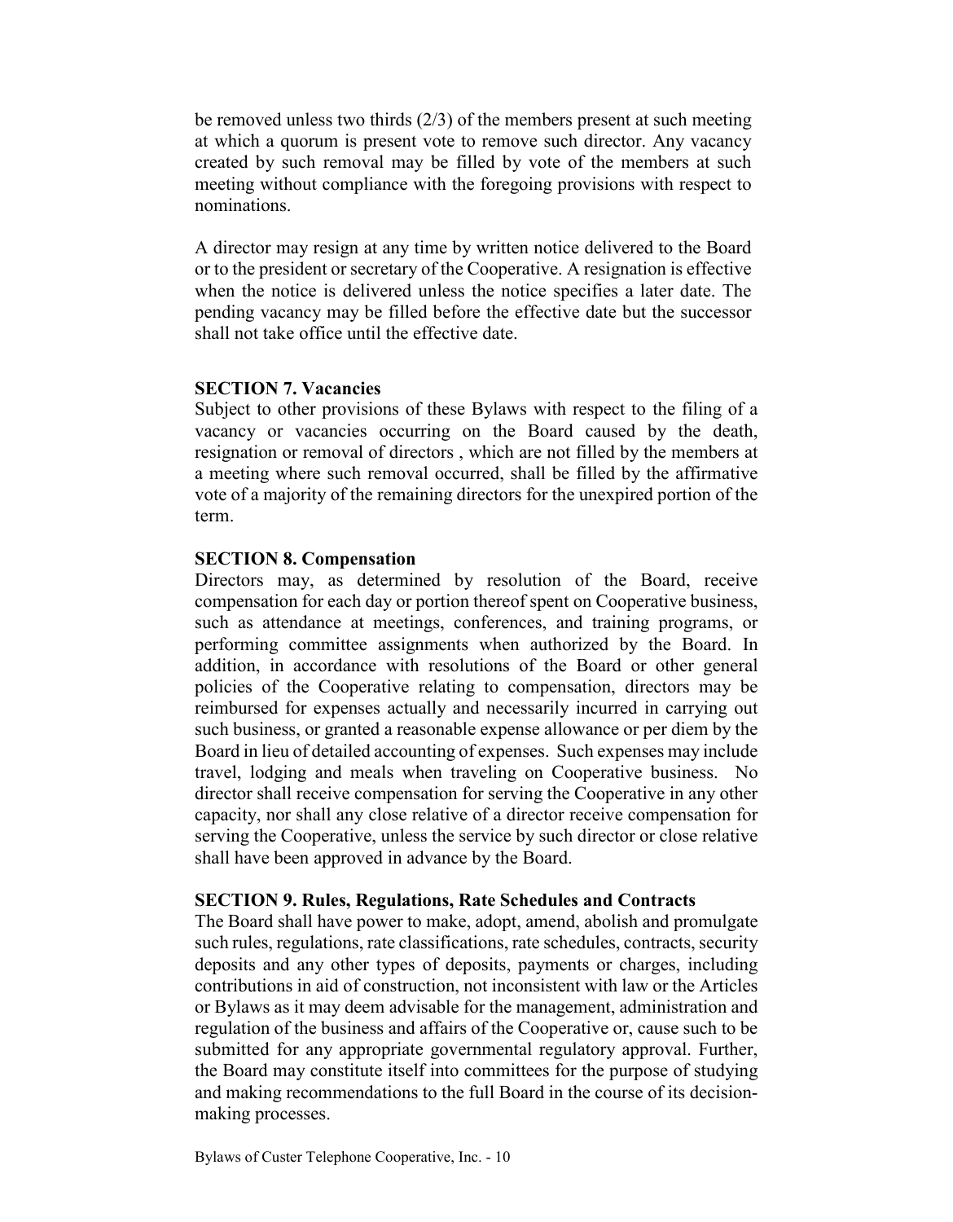be removed unless two thirds (2/3) of the members present at such meeting at which a quorum is present vote to remove such director. Any vacancy created by such removal may be filled by vote of the members at such meeting without compliance with the foregoing provisions with respect to nominations.

A director may resign at any time by written notice delivered to the Board or to the president or secretary of the Cooperative. A resignation is effective when the notice is delivered unless the notice specifies a later date. The pending vacancy may be filled before the effective date but the successor shall not take office until the effective date.

**SECTION 7. Vacancies**

Subject to other provisions of these Bylaws with respect to the filing of a vacancy or vacancies occurring on the Board caused by the death, resignation or removal of directors , which are not filled by the members at a meeting where such removal occurred, shall be filled by the affirmative vote of a majority of the remaining directors for the unexpired portion of the term.

**SECTION 8. Compensation**

Directors may, as determined by resolution of the Board, receive compensation for each day or portion thereof spent on Cooperative business, such as attendance at meetings, conferences, and training programs, or performing committee assignments when authorized by the Board. In addition, in accordance with resolutions of the Board or other general policies of the Cooperative relating to compensation, directors may be reimbursed for expenses actually and necessarily incurred in carrying out such business, or granted a reasonable expense allowance or per diem by the Board in lieu of detailed accounting of expenses. Such expenses may include travel, lodging and meals when traveling on Cooperative business. No director shall receive compensation for serving the Cooperative in any other capacity, nor shall any close relative of a director receive compensation for serving the Cooperative, unless the service by such director or close relative shall have been approved in advance by the Board.

**SECTION 9. Rules, Regulations, Rate Schedules and Contracts**

The Board shall have power to make, adopt, amend, abolish and promulgate such rules, regulations, rate classifications, rate schedules, contracts, security deposits and any other types of deposits, payments or charges, including contributions in aid of construction, not inconsistent with law or the Articles or Bylaws as it may deem advisable for the management, administration and regulation of the business and affairs of the Cooperative or, cause such to be submitted for any appropriate governmental regulatory approval. Further, the Board may constitute itself into committees for the purpose of studying and making recommendations to the full Board in the course of its decision-making processes.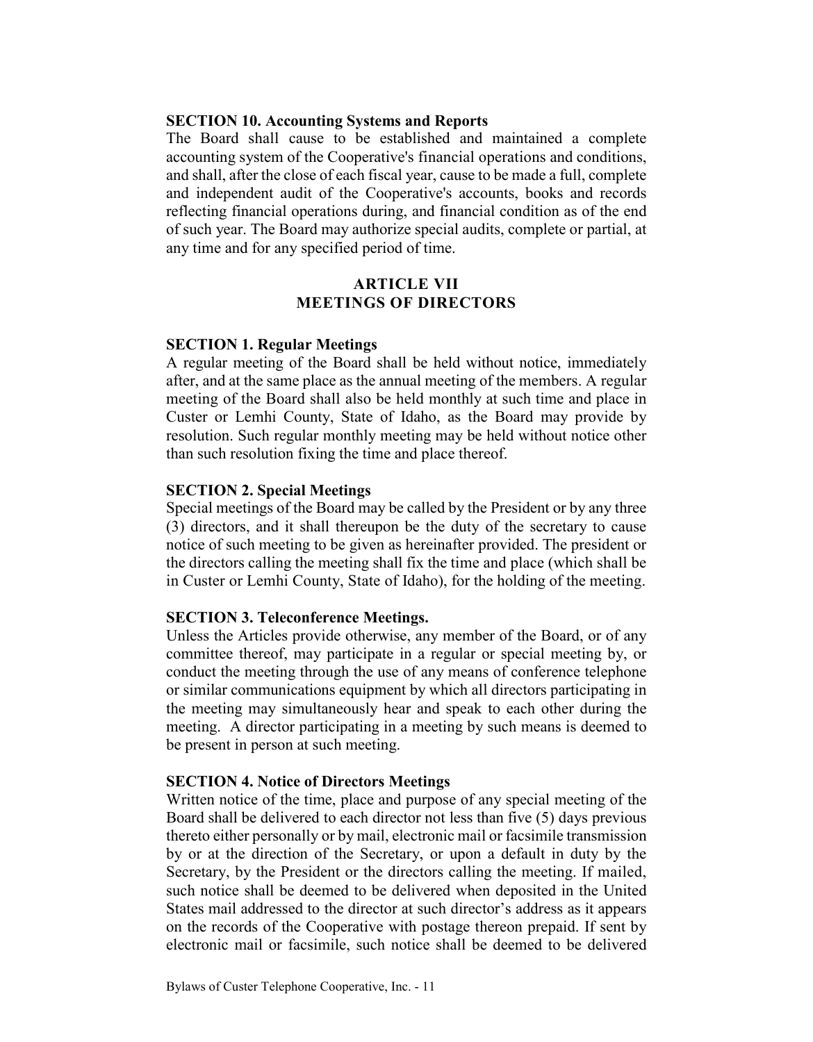**SECTION 10. Accounting Systems and Reports**

The Board shall cause to be established and maintained a complete accounting system of the Cooperative's financial operations and conditions, and shall, after the close of each fiscal year, cause to be made a full, complete and independent audit of the Cooperative's accounts, books and records reflecting financial operations during, and financial condition as of the end of such year. The Board may authorize special audits, complete or partial, at any time and for any specified period of time.

## ARTICLE VII
## MEETINGS OF DIRECTORS

**SECTION 1. Regular Meetings**

A regular meeting of the Board shall be held without notice, immediately after, and at the same place as the annual meeting of the members. A regular meeting of the Board shall also be held monthly at such time and place in Custer or Lemhi County, State of Idaho, as the Board may provide by resolution. Such regular monthly meeting may be held without notice other than such resolution fixing the time and place thereof.

**SECTION 2. Special Meetings**

Special meetings of the Board may be called by the President or by any three (3) directors, and it shall thereupon be the duty of the secretary to cause notice of such meeting to be given as hereinafter provided. The president or the directors calling the meeting shall fix the time and place (which shall be in Custer or Lemhi County, State of Idaho), for the holding of the meeting.

**SECTION 3. Teleconference Meetings.**

Unless the Articles provide otherwise, any member of the Board, or of any committee thereof, may participate in a regular or special meeting by, or conduct the meeting through the use of any means of conference telephone or similar communications equipment by which all directors participating in the meeting may simultaneously hear and speak to each other during the meeting. A director participating in a meeting by such means is deemed to be present in person at such meeting.

**SECTION 4. Notice of Directors Meetings**

Written notice of the time, place and purpose of any special meeting of the Board shall be delivered to each director not less than five (5) days previous thereto either personally or by mail, electronic mail or facsimile transmission by or at the direction of the Secretary, or upon a default in duty by the Secretary, by the President or the directors calling the meeting. If mailed, such notice shall be deemed to be delivered when deposited in the United States mail addressed to the director at such director's address as it appears on the records of the Cooperative with postage thereon prepaid. If sent by electronic mail or facsimile, such notice shall be deemed to be delivered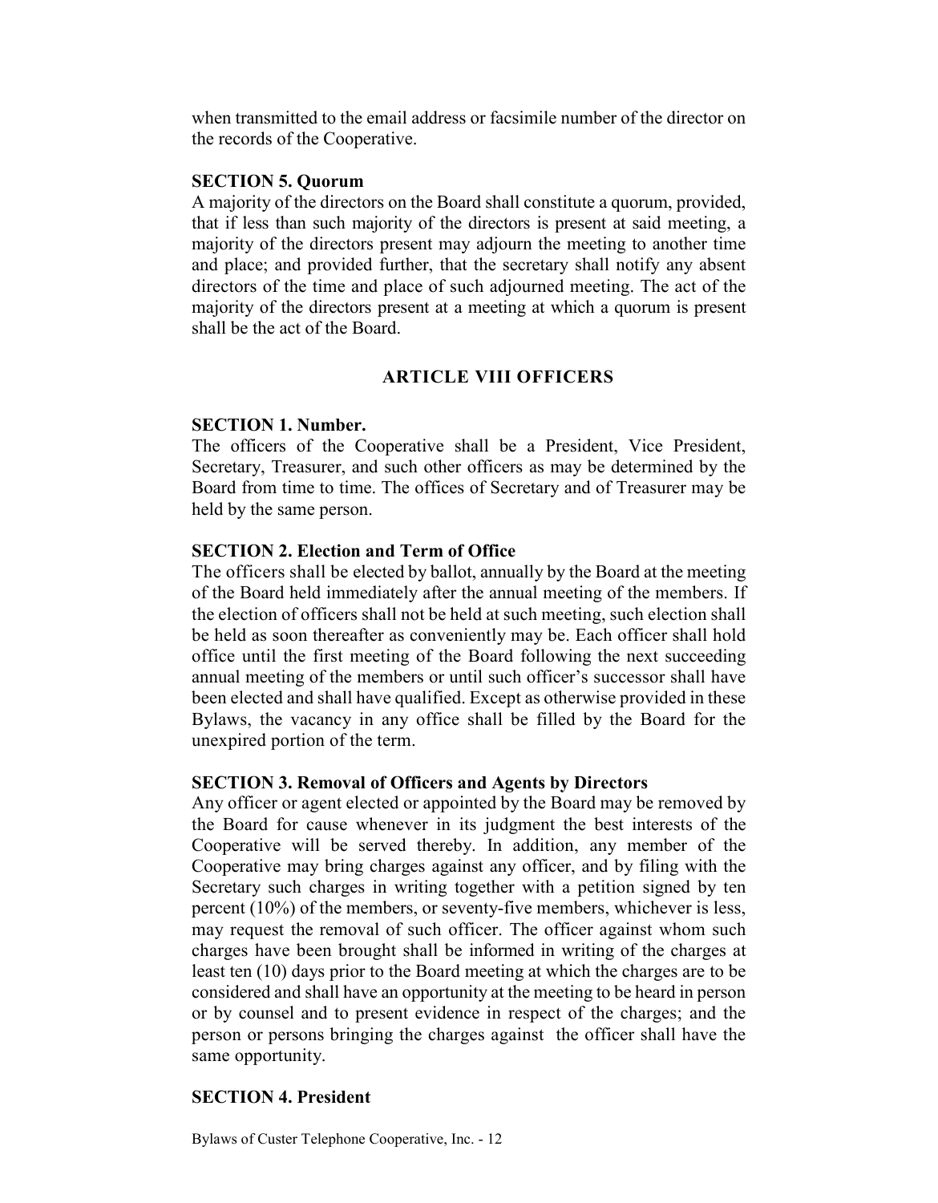when transmitted to the email address or facsimile number of the director on the records of the Cooperative.

**SECTION 5. Quorum**

A majority of the directors on the Board shall constitute a quorum, provided, that if less than such majority of the directors is present at said meeting, a majority of the directors present may adjourn the meeting to another time and place; and provided further, that the secretary shall notify any absent directors of the time and place of such adjourned meeting. The act of the majority of the directors present at a meeting at which a quorum is present shall be the act of the Board.

## ARTICLE VIII OFFICERS

**SECTION 1. Number.**

The officers of the Cooperative shall be a President, Vice President, Secretary, Treasurer, and such other officers as may be determined by the Board from time to time. The offices of Secretary and of Treasurer may be held by the same person.

**SECTION 2. Election and Term of Office**

The officers shall be elected by ballot, annually by the Board at the meeting of the Board held immediately after the annual meeting of the members. If the election of officers shall not be held at such meeting, such election shall be held as soon thereafter as conveniently may be. Each officer shall hold office until the first meeting of the Board following the next succeeding annual meeting of the members or until such officer's successor shall have been elected and shall have qualified. Except as otherwise provided in these Bylaws, the vacancy in any office shall be filled by the Board for the unexpired portion of the term.

**SECTION 3. Removal of Officers and Agents by Directors**

Any officer or agent elected or appointed by the Board may be removed by the Board for cause whenever in its judgment the best interests of the Cooperative will be served thereby. In addition, any member of the Cooperative may bring charges against any officer, and by filing with the Secretary such charges in writing together with a petition signed by ten percent (10%) of the members, or seventy-five members, whichever is less, may request the removal of such officer. The officer against whom such charges have been brought shall be informed in writing of the charges at least ten (10) days prior to the Board meeting at which the charges are to be considered and shall have an opportunity at the meeting to be heard in person or by counsel and to present evidence in respect of the charges; and the person or persons bringing the charges against the officer shall have the same opportunity.

**SECTION 4. President**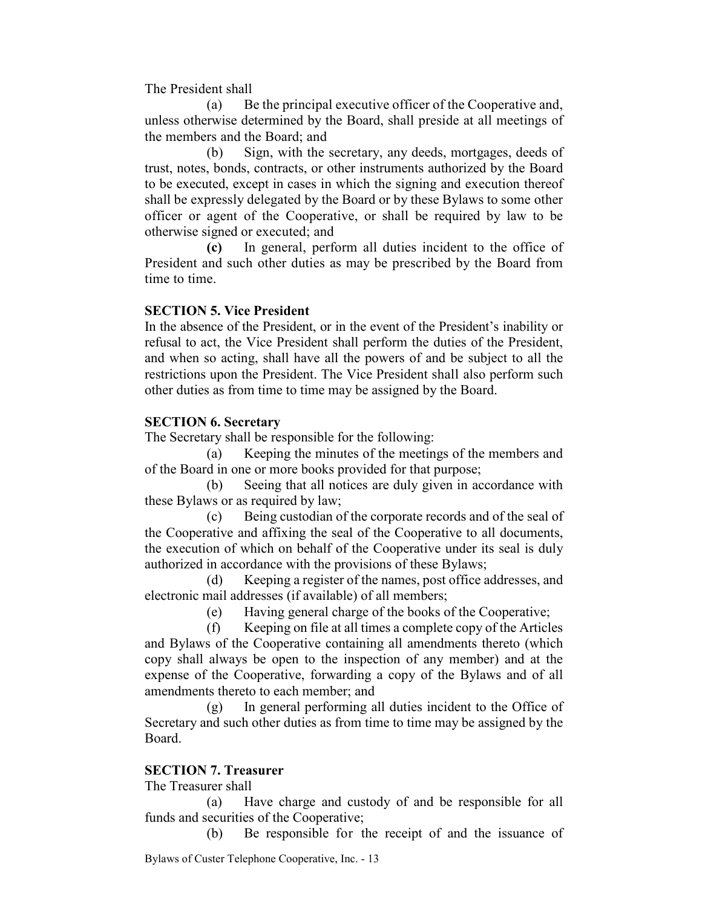The President shall

(a) Be the principal executive officer of the Cooperative and, unless otherwise determined by the Board, shall preside at all meetings of the members and the Board; and

(b) Sign, with the secretary, any deeds, mortgages, deeds of trust, notes, bonds, contracts, or other instruments authorized by the Board to be executed, except in cases in which the signing and execution thereof shall be expressly delegated by the Board or by these Bylaws to some other officer or agent of the Cooperative, or shall be required by law to be otherwise signed or executed; and

**(c)** In general, perform all duties incident to the office of President and such other duties as may be prescribed by the Board from time to time.

**SECTION 5. Vice President**

In the absence of the President, or in the event of the President's inability or refusal to act, the Vice President shall perform the duties of the President, and when so acting, shall have all the powers of and be subject to all the restrictions upon the President. The Vice President shall also perform such other duties as from time to time may be assigned by the Board.

**SECTION 6. Secretary**

The Secretary shall be responsible for the following:

(a) Keeping the minutes of the meetings of the members and of the Board in one or more books provided for that purpose;

(b) Seeing that all notices are duly given in accordance with these Bylaws or as required by law;

(c) Being custodian of the corporate records and of the seal of the Cooperative and affixing the seal of the Cooperative to all documents, the execution of which on behalf of the Cooperative under its seal is duly authorized in accordance with the provisions of these Bylaws;

(d) Keeping a register of the names, post office addresses, and electronic mail addresses (if available) of all members;

(e) Having general charge of the books of the Cooperative;

(f) Keeping on file at all times a complete copy of the Articles and Bylaws of the Cooperative containing all amendments thereto (which copy shall always be open to the inspection of any member) and at the expense of the Cooperative, forwarding a copy of the Bylaws and of all amendments thereto to each member; and

(g) In general performing all duties incident to the Office of Secretary and such other duties as from time to time may be assigned by the Board.

**SECTION 7. Treasurer**

The Treasurer shall

(a) Have charge and custody of and be responsible for all funds and securities of the Cooperative;

(b) Be responsible for the receipt of and the issuance of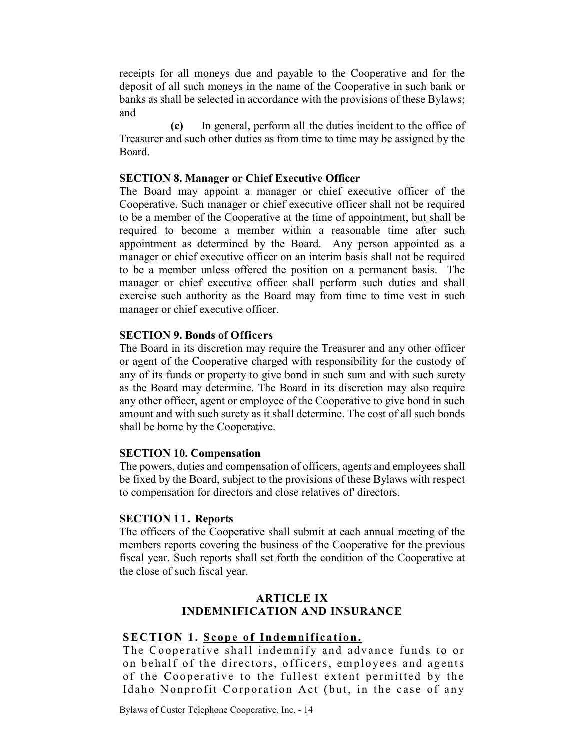receipts for all moneys due and payable to the Cooperative and for the deposit of all such moneys in the name of the Cooperative in such bank or banks as shall be selected in accordance with the provisions of these Bylaws; and

**(c)** In general, perform all the duties incident to the office of Treasurer and such other duties as from time to time may be assigned by the Board.

**SECTION 8. Manager or Chief Executive Officer**

The Board may appoint a manager or chief executive officer of the Cooperative. Such manager or chief executive officer shall not be required to be a member of the Cooperative at the time of appointment, but shall be required to become a member within a reasonable time after such appointment as determined by the Board. Any person appointed as a manager or chief executive officer on an interim basis shall not be required to be a member unless offered the position on a permanent basis. The manager or chief executive officer shall perform such duties and shall exercise such authority as the Board may from time to time vest in such manager or chief executive officer.

**SECTION 9. Bonds of Officers**

The Board in its discretion may require the Treasurer and any other officer or agent of the Cooperative charged with responsibility for the custody of any of its funds or property to give bond in such sum and with such surety as the Board may determine. The Board in its discretion may also require any other officer, agent or employee of the Cooperative to give bond in such amount and with such surety as it shall determine. The cost of all such bonds shall be borne by the Cooperative.

**SECTION 10. Compensation**

The powers, duties and compensation of officers, agents and employees shall be fixed by the Board, subject to the provisions of these Bylaws with respect to compensation for directors and close relatives of' directors.

**SECTION 11. Reports**

The officers of the Cooperative shall submit at each annual meeting of the members reports covering the business of the Cooperative for the previous fiscal year. Such reports shall set forth the condition of the Cooperative at the close of such fiscal year.

## ARTICLE IX
## INDEMNIFICATION AND INSURANCE

**SECTION 1. <u>Scope of Indemnification.</u>**

The Cooperative shall indemnify and advance funds to or on behalf of the directors, officers, employees and agents of the Cooperative to the fullest extent permitted by the Idaho Nonprofit Corporation Act (but, in the case of any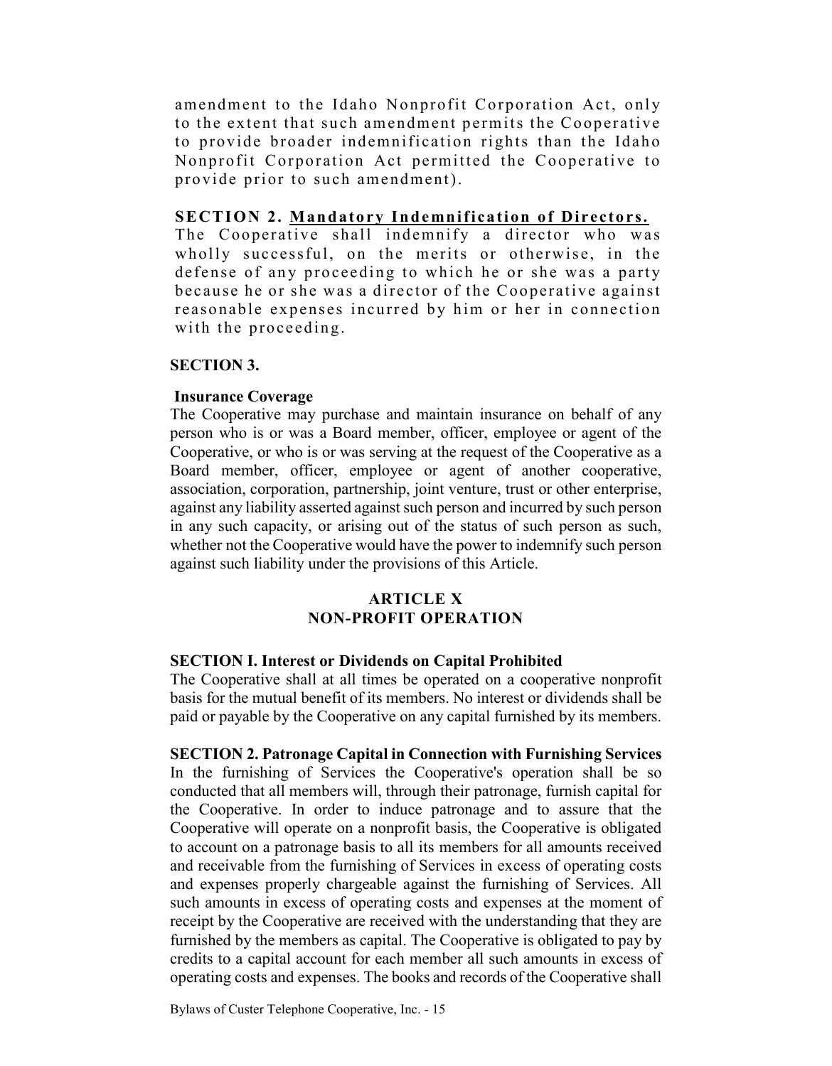amendment to the Idaho Nonprofit Corporation Act, only to the extent that such amendment permits the Cooperative to provide broader indemnification rights than the Idaho Nonprofit Corporation Act permitted the Cooperative to provide prior to such amendment).

**SECTION 2. Mandatory Indemnification of Directors.** The Cooperative shall indemnify a director who was wholly successful, on the merits or otherwise, in the defense of any proceeding to which he or she was a party because he or she was a director of the Cooperative against reasonable expenses incurred by him or her in connection with the proceeding.

**SECTION 3.**

**Insurance Coverage**

The Cooperative may purchase and maintain insurance on behalf of any person who is or was a Board member, officer, employee or agent of the Cooperative, or who is or was serving at the request of the Cooperative as a Board member, officer, employee or agent of another cooperative, association, corporation, partnership, joint venture, trust or other enterprise, against any liability asserted against such person and incurred by such person in any such capacity, or arising out of the status of such person as such, whether not the Cooperative would have the power to indemnify such person against such liability under the provisions of this Article.

## ARTICLE X
## NON-PROFIT OPERATION

**SECTION I. Interest or Dividends on Capital Prohibited**

The Cooperative shall at all times be operated on a cooperative nonprofit basis for the mutual benefit of its members. No interest or dividends shall be paid or payable by the Cooperative on any capital furnished by its members.

**SECTION 2. Patronage Capital in Connection with Furnishing Services**

In the furnishing of Services the Cooperative's operation shall be so conducted that all members will, through their patronage, furnish capital for the Cooperative. In order to induce patronage and to assure that the Cooperative will operate on a nonprofit basis, the Cooperative is obligated to account on a patronage basis to all its members for all amounts received and receivable from the furnishing of Services in excess of operating costs and expenses properly chargeable against the furnishing of Services. All such amounts in excess of operating costs and expenses at the moment of receipt by the Cooperative are received with the understanding that they are furnished by the members as capital. The Cooperative is obligated to pay by credits to a capital account for each member all such amounts in excess of operating costs and expenses. The books and records of the Cooperative shall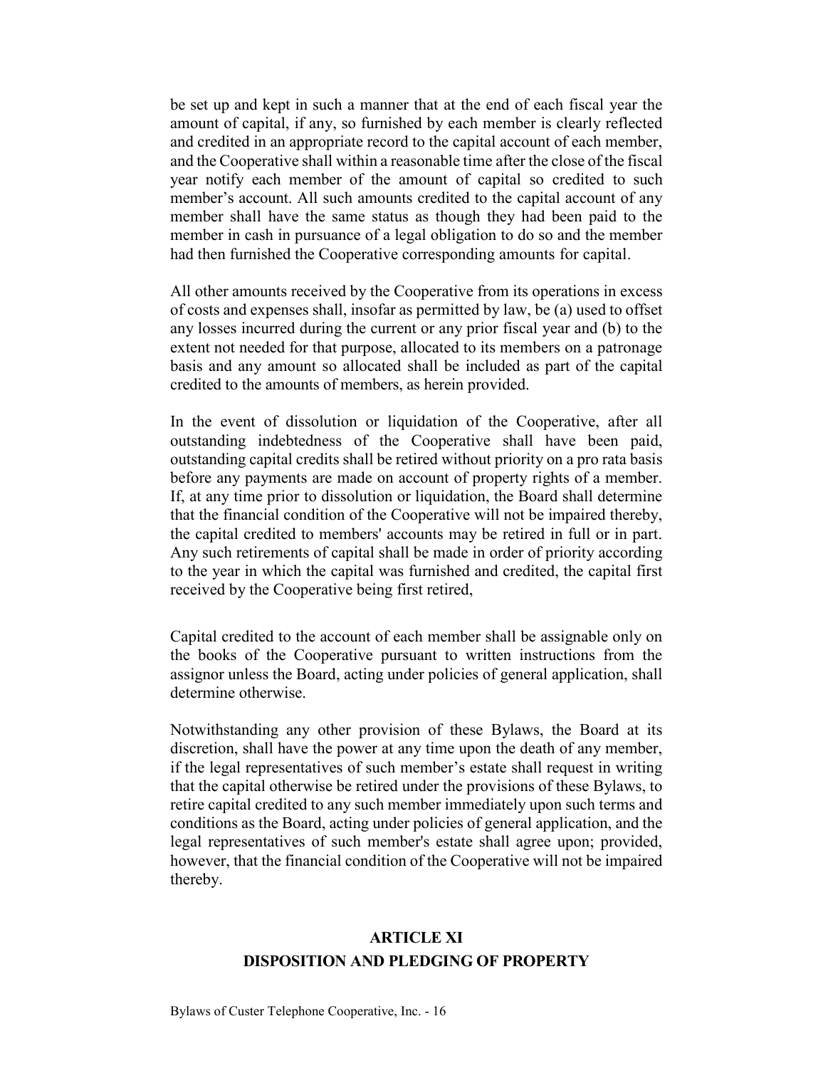be set up and kept in such a manner that at the end of each fiscal year the amount of capital, if any, so furnished by each member is clearly reflected and credited in an appropriate record to the capital account of each member, and the Cooperative shall within a reasonable time after the close of the fiscal year notify each member of the amount of capital so credited to such member's account. All such amounts credited to the capital account of any member shall have the same status as though they had been paid to the member in cash in pursuance of a legal obligation to do so and the member had then furnished the Cooperative corresponding amounts for capital.

All other amounts received by the Cooperative from its operations in excess of costs and expenses shall, insofar as permitted by law, be (a) used to offset any losses incurred during the current or any prior fiscal year and (b) to the extent not needed for that purpose, allocated to its members on a patronage basis and any amount so allocated shall be included as part of the capital credited to the amounts of members, as herein provided.

In the event of dissolution or liquidation of the Cooperative, after all outstanding indebtedness of the Cooperative shall have been paid, outstanding capital credits shall be retired without priority on a pro rata basis before any payments are made on account of property rights of a member. If, at any time prior to dissolution or liquidation, the Board shall determine that the financial condition of the Cooperative will not be impaired thereby, the capital credited to members' accounts may be retired in full or in part. Any such retirements of capital shall be made in order of priority according to the year in which the capital was furnished and credited, the capital first received by the Cooperative being first retired,

Capital credited to the account of each member shall be assignable only on the books of the Cooperative pursuant to written instructions from the assignor unless the Board, acting under policies of general application, shall determine otherwise.

Notwithstanding any other provision of these Bylaws, the Board at its discretion, shall have the power at any time upon the death of any member, if the legal representatives of such member's estate shall request in writing that the capital otherwise be retired under the provisions of these Bylaws, to retire capital credited to any such member immediately upon such terms and conditions as the Board, acting under policies of general application, and the legal representatives of such member's estate shall agree upon; provided, however, that the financial condition of the Cooperative will not be impaired thereby.

## ARTICLE XI
## DISPOSITION AND PLEDGING OF PROPERTY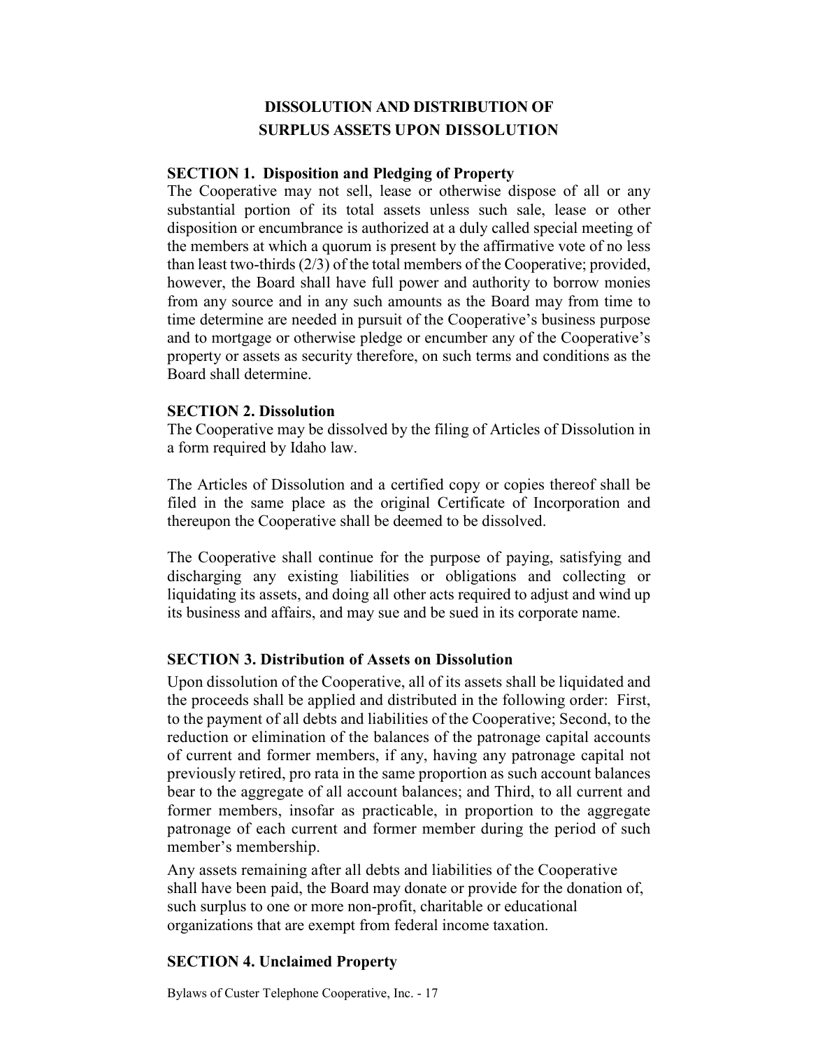## DISSOLUTION AND DISTRIBUTION OF SURPLUS ASSETS UPON DISSOLUTION

**SECTION 1. Disposition and Pledging of Property**

The Cooperative may not sell, lease or otherwise dispose of all or any substantial portion of its total assets unless such sale, lease or other disposition or encumbrance is authorized at a duly called special meeting of the members at which a quorum is present by the affirmative vote of no less than least two-thirds (2/3) of the total members of the Cooperative; provided, however, the Board shall have full power and authority to borrow monies from any source and in any such amounts as the Board may from time to time determine are needed in pursuit of the Cooperative's business purpose and to mortgage or otherwise pledge or encumber any of the Cooperative's property or assets as security therefore, on such terms and conditions as the Board shall determine.

**SECTION 2. Dissolution**

The Cooperative may be dissolved by the filing of Articles of Dissolution in a form required by Idaho law.

The Articles of Dissolution and a certified copy or copies thereof shall be filed in the same place as the original Certificate of Incorporation and thereupon the Cooperative shall be deemed to be dissolved.

The Cooperative shall continue for the purpose of paying, satisfying and discharging any existing liabilities or obligations and collecting or liquidating its assets, and doing all other acts required to adjust and wind up its business and affairs, and may sue and be sued in its corporate name.

**SECTION 3. Distribution of Assets on Dissolution**

Upon dissolution of the Cooperative, all of its assets shall be liquidated and the proceeds shall be applied and distributed in the following order: First, to the payment of all debts and liabilities of the Cooperative; Second, to the reduction or elimination of the balances of the patronage capital accounts of current and former members, if any, having any patronage capital not previously retired, pro rata in the same proportion as such account balances bear to the aggregate of all account balances; and Third, to all current and former members, insofar as practicable, in proportion to the aggregate patronage of each current and former member during the period of such member's membership.

Any assets remaining after all debts and liabilities of the Cooperative shall have been paid, the Board may donate or provide for the donation of, such surplus to one or more non-profit, charitable or educational organizations that are exempt from federal income taxation.

**SECTION 4. Unclaimed Property**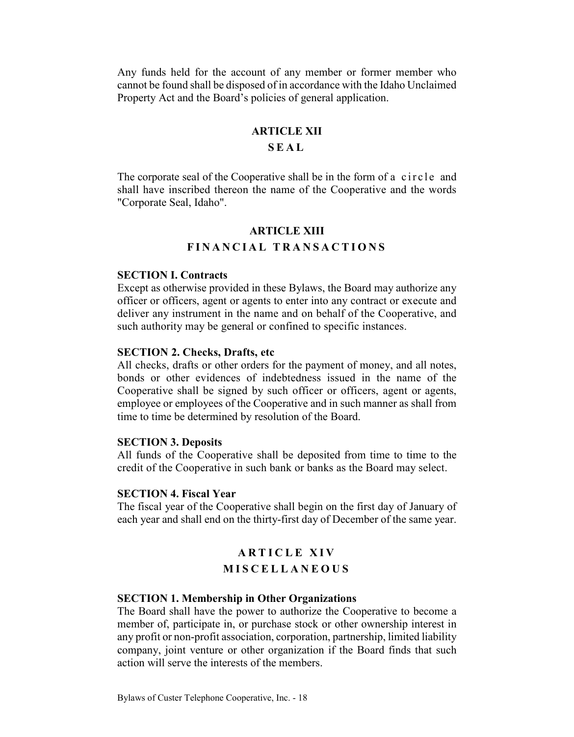Any funds held for the account of any member or former member who cannot be found shall be disposed of in accordance with the Idaho Unclaimed Property Act and the Board's policies of general application.

## ARTICLE XII
## SEAL

The corporate seal of the Cooperative shall be in the form of a circle and shall have inscribed thereon the name of the Cooperative and the words "Corporate Seal, Idaho".

## ARTICLE XIII
## FINANCIAL TRANSACTIONS

**SECTION I. Contracts**
Except as otherwise provided in these Bylaws, the Board may authorize any officer or officers, agent or agents to enter into any contract or execute and deliver any instrument in the name and on behalf of the Cooperative, and such authority may be general or confined to specific instances.

**SECTION 2. Checks, Drafts, etc**
All checks, drafts or other orders for the payment of money, and all notes, bonds or other evidences of indebtedness issued in the name of the Cooperative shall be signed by such officer or officers, agent or agents, employee or employees of the Cooperative and in such manner as shall from time to time be determined by resolution of the Board.

**SECTION 3. Deposits**
All funds of the Cooperative shall be deposited from time to time to the credit of the Cooperative in such bank or banks as the Board may select.

**SECTION 4. Fiscal Year**
The fiscal year of the Cooperative shall begin on the first day of January of each year and shall end on the thirty-first day of December of the same year.

## ARTICLE XIV
## MISCELLANEOUS

**SECTION 1. Membership in Other Organizations**
The Board shall have the power to authorize the Cooperative to become a member of, participate in, or purchase stock or other ownership interest in any profit or non-profit association, corporation, partnership, limited liability company, joint venture or other organization if the Board finds that such action will serve the interests of the members.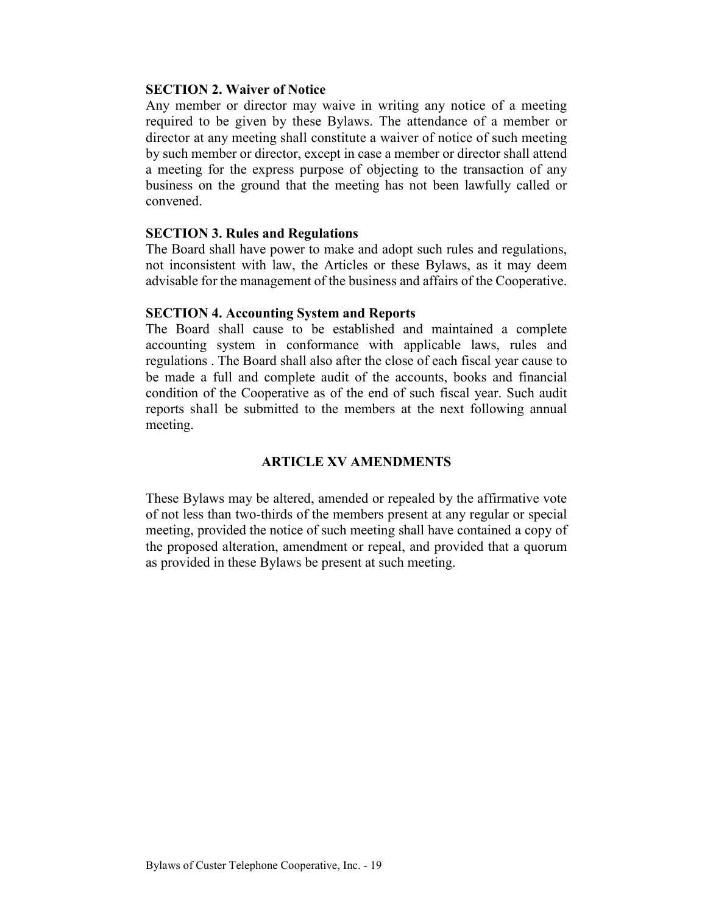**SECTION 2. Waiver of Notice**

Any member or director may waive in writing any notice of a meeting required to be given by these Bylaws. The attendance of a member or director at any meeting shall constitute a waiver of notice of such meeting by such member or director, except in case a member or director shall attend a meeting for the express purpose of objecting to the transaction of any business on the ground that the meeting has not been lawfully called or convened.

**SECTION 3. Rules and Regulations**

The Board shall have power to make and adopt such rules and regulations, not inconsistent with law, the Articles or these Bylaws, as it may deem advisable for the management of the business and affairs of the Cooperative.

**SECTION 4. Accounting System and Reports**

The Board shall cause to be established and maintained a complete accounting system in conformance with applicable laws, rules and regulations . The Board shall also after the close of each fiscal year cause to be made a full and complete audit of the accounts, books and financial condition of the Cooperative as of the end of such fiscal year. Such audit reports shall be submitted to the members at the next following annual meeting.

## ARTICLE XV AMENDMENTS

These Bylaws may be altered, amended or repealed by the affirmative vote of not less than two-thirds of the members present at any regular or special meeting, provided the notice of such meeting shall have contained a copy of the proposed alteration, amendment or repeal, and provided that a quorum as provided in these Bylaws be present at such meeting.